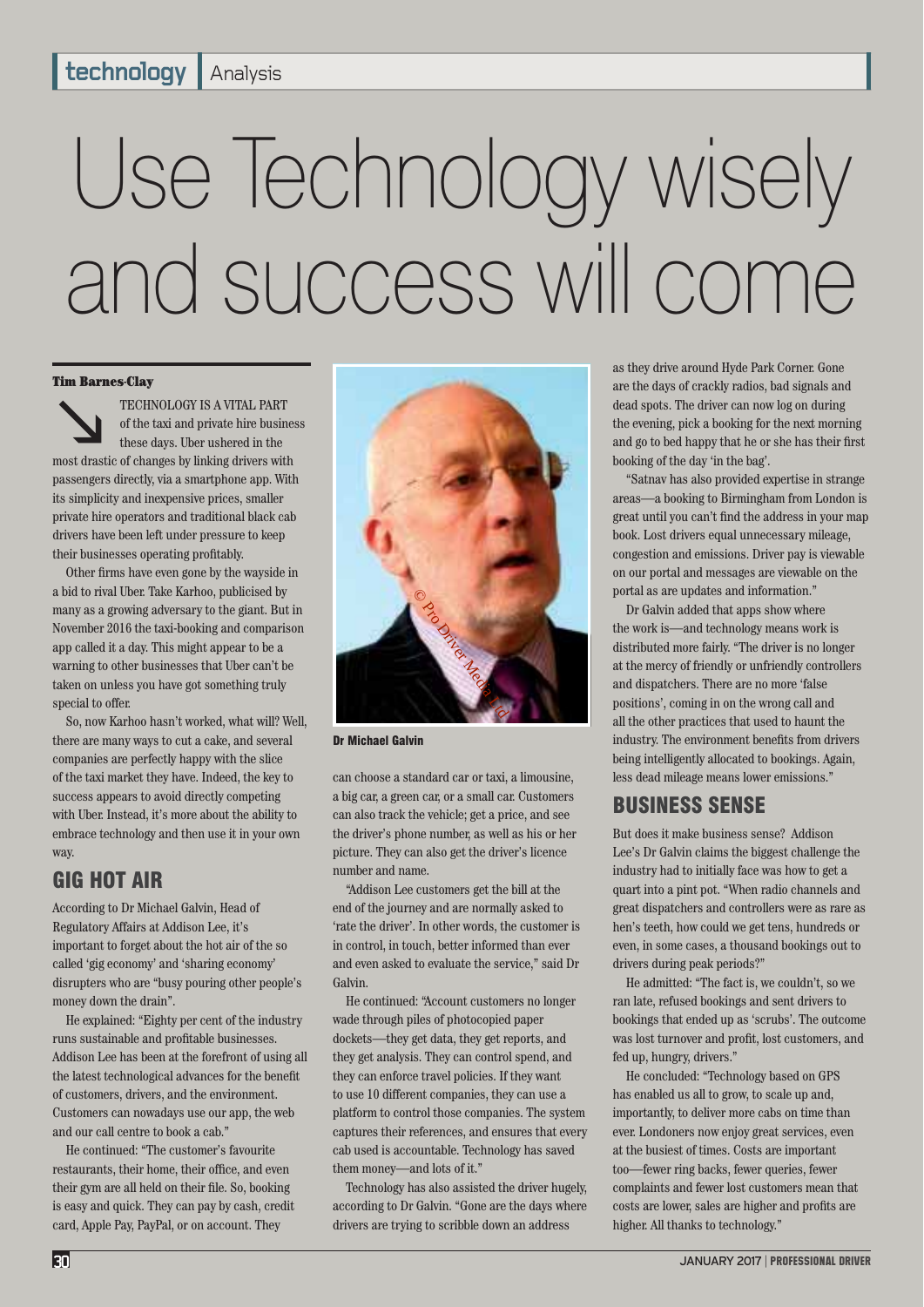technology | Analysis

# Use Technology wisely and success will come

**Tim Barnes-Clay**

TECHNOLOGY IS A VITAL PART of the taxi and private hire business these days. Uber ushered in the most drastic of changes by linking drivers with passengers directly, via a smartphone app. With its simplicity and inexpensive prices, smaller private hire operators and traditional black cab drivers have been left under pressure to keep their businesses operating profitably.

Other firms have even gone by the wayside in a bid to rival Uber. Take Karhoo, publicised by many as a growing adversary to the giant. But in November 2016 the taxi-booking and comparison app called it a day. This might appear to be a warning to other businesses that Uber can't be taken on unless you have got something truly special to offer.

So, now Karhoo hasn't worked, what will? Well, there are many ways to cut a cake, and several companies are perfectly happy with the slice of the taxi market they have. Indeed, the key to success appears to avoid directly competing with Uber. Instead, it's more about the ability to embrace technology and then use it in your own way.

## GIG HOT AIR

According to Dr Michael Galvin, Head of Regulatory Affairs at Addison Lee, it's important to forget about the hot air of the so called 'gig economy' and 'sharing economy' disrupters who are "busy pouring other people's money down the drain".

He explained: "Eighty per cent of the industry runs sustainable and profitable businesses. Addison Lee has been at the forefront of using all the latest technological advances for the benefit of customers, drivers, and the environment. Customers can nowadays use our app, the web and our call centre to book a cab."

He continued: "The customer's favourite restaurants, their home, their office, and even their gym are all held on their file. So, booking is easy and quick. They can pay by cash, credit card, Apple Pay, PayPal, or on account. They can choose a standard car or taxi, a limousine, a big car, a green car, or a small car. Customers can also track the vehicle; get a price, and see the driver's phone number, as well as his or her picture. They can also get the driver's licence number and name.

Dr Michael Galvin

"Addison Lee customers get the bill at the end of the journey and are normally asked to 'rate the driver'. In other words, the customer is in control, in touch, better informed than ever and even asked to evaluate the service," said Dr Galvin.

He continued: "Account customers no longer wade through piles of photocopied paper dockets—they get data, they get reports, and they get analysis. They can control spend, and they can enforce travel policies. If they want to use 10 different companies, they can use a platform to control those companies. The system captures their references, and ensures that every cab used is accountable. Technology has saved them money—and lots of it."

Technology has also assisted the driver hugely, according to Dr Galvin. "Gone are the days where drivers are trying to scribble down an address as they drive around Hyde Park Corner. Gone are the days of crackly radios, bad signals and dead spots. The driver can now log on during the evening, pick a booking for the next morning and go to bed happy that he or she has their first booking of the day 'in the bag'.

"Satnav has also provided expertise in strange areas—a booking to Birmingham from London is great until you can't find the address in your map book. Lost drivers equal unnecessary mileage, congestion and emissions. Driver pay is viewable on our portal and messages are viewable on the portal as are updates and information."

Dr Galvin added that apps show where the work is—and technology means work is distributed more fairly. "The driver is no longer at the mercy of friendly or unfriendly controllers and dispatchers. There are no more 'false positions', coming in on the wrong call and all the other practices that used to haunt the industry. The environment benefits from drivers being intelligently allocated to bookings. Again, less dead mileage means lower emissions."

## BUSINESS SENSE

But does it make business sense? Addison Lee's Dr Galvin claims the biggest challenge the industry had to initially face was how to get a quart into a pint pot. "When radio channels and great dispatchers and controllers were as rare as hen's teeth, how could we get tens, hundreds or even, in some cases, a thousand bookings out to drivers during peak periods?"

He admitted: "The fact is, we couldn't, so we ran late, refused bookings and sent drivers to bookings that ended up as 'scrubs'. The outcome was lost turnover and profit, lost customers, and fed up, hungry, drivers."

He concluded: "Technology based on GPS has enabled us all to grow, to scale up and, importantly, to deliver more cabs on time than ever. Londoners now enjoy great services, even at the busiest of times. Costs are important too—fewer ring backs, fewer queries, fewer complaints and fewer lost customers mean that costs are lower, sales are higher and profits are higher. All thanks to technology."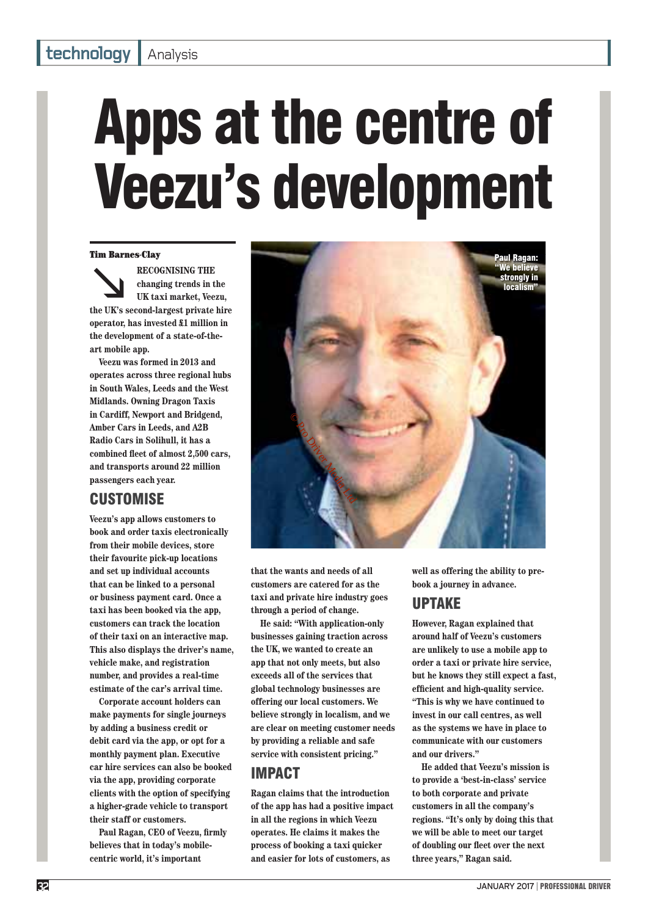# Apps at the centre of Veezu's development

**Tim Barnes-Clay**

RECOGNISING THE changing trends in the UK taxi market, Veezu, the UK's second-largest private hire operator, has invested £1 million in the development of a state-of-the-art mobile app.

Veezu was formed in 2013 and operates across three regional hubs in South Wales, Leeds and the West Midlands. Owning Dragon Taxis in Cardiff, Newport and Bridgend, Amber Cars in Leeds, and A2B Radio Cars in Solihull, it has a combined fleet of almost 2,500 cars, and transports around 22 million passengers each year.

## CUSTOMISE

Veezu's app allows customers to book and order taxis electronically from their mobile devices, store their favourite pick-up locations and set up individual accounts that can be linked to a personal or business payment card. Once a taxi has been booked via the app, customers can track the location of their taxi on an interactive map. This also displays the driver's name, vehicle make, and registration number, and provides a real-time estimate of the car's arrival time.

Corporate account holders can make payments for single journeys by adding a business credit or debit card via the app, or opt for a monthly payment plan. Executive car hire services can also be booked via the app, providing corporate clients with the option of specifying a higher-grade vehicle to transport their staff or customers.

Paul Ragan, CEO of Veezu, firmly believes that in today's mobile-centric world, it's important that the wants and needs of all customers are catered for as the taxi and private hire industry goes through a period of change.

Paul Ragan: "We believe strongly in localism"

He said: "With application-only businesses gaining traction across the UK, we wanted to create an app that not only meets, but also exceeds all of the services that global technology businesses are offering our local customers. We believe strongly in localism, and we are clear on meeting customer needs by providing a reliable and safe service with consistent pricing."

## IMPACT

Ragan claims that the introduction of the app has had a positive impact in all the regions in which Veezu operates. He claims it makes the process of booking a taxi quicker and easier for lots of customers, as well as offering the ability to pre-book a journey in advance.

## UPTAKE

However, Ragan explained that around half of Veezu's customers are unlikely to use a mobile app to order a taxi or private hire service, but he knows they still expect a fast, efficient and high-quality service. "This is why we have continued to invest in our call centres, as well as the systems we have in place to communicate with our customers and our drivers."

He added that Veezu's mission is to provide a 'best-in-class' service to both corporate and private customers in all the company's regions. "It's only by doing this that we will be able to meet our target of doubling our fleet over the next three years," Ragan said.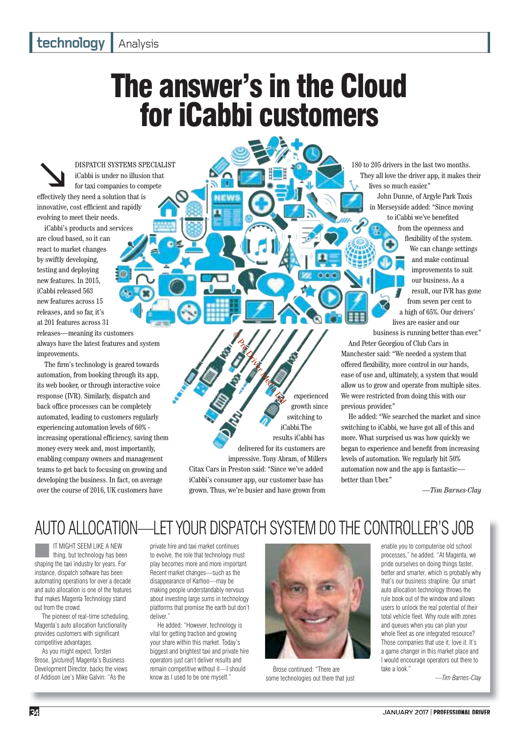# The answer's in the Cloud for iCabbi customers

DISPATCH SYSTEMS SPECIALIST iCabbi is under no illusion that for taxi companies to compete effectively they need a solution that is innovative, cost efficient and rapidly evolving to meet their needs.

iCabbi's products and services are cloud based, so it can react to market changes by swiftly developing, testing and deploying new features. In 2015, iCabbi released 563 new features across 15 releases, and so far, it's at 201 features across 31 releases—meaning its customers always have the latest features and system improvements.

The firm's technology is geared towards automation, from booking through its app, its web booker, or through interactive voice response (IVR). Similarly, dispatch and back office processes can be completely automated, leading to customers regularly experiencing automation levels of 60% - increasing operational efficiency, saving them money every week and, most importantly, enabling company owners and management teams to get back to focusing on growing and developing the business. In fact, on average over the course of 2016, UK customers have experienced growth since switching to iCabbi.The results iCabbi has delivered for its customers are impressive. Tony Abram, of Millers Citax Cars in Preston said: "Since we've added iCabbi's consumer app, our customer base has grown. Thus, we're busier and have grown from 180 to 205 drivers in the last two months. They all love the driver app, it makes their lives so much easier."

John Dunne, of Argyle Park Taxis in Merseyside added: "Since moving to iCabbi we've benefited from the openness and flexibility of the system. We can change settings and make continual improvements to suit our business. As a result, our IVR has gone from seven per cent to a high of 65%. Our drivers' lives are easier and our business is running better than ever."

And Peter Georgiou of Club Cars in Manchester said: "We needed a system that offered flexibility, more control in our hands, ease of use and, ultimately, a system that would allow us to grow and operate from multiple sites. We were restricted from doing this with our previous provider."

He added: "We searched the market and since switching to iCabbi, we have got all of this and more. What surprised us was how quickly we began to experience and benefit from increasing levels of automation. We regularly hit 50% automation now and the app is fantastic—better than Uber."

*—Tim Barnes-Clay*

## AUTO ALLOCATION—LET YOUR DISPATCH SYSTEM DO THE CONTROLLER'S JOB

IT MIGHT SEEM LIKE A NEW thing, but technology has been shaping the taxi industry for years. For instance, dispatch software has been automating operations for over a decade and auto allocation is one of the features that makes Magenta Technology stand out from the crowd.

The pioneer of real-time scheduling, Magenta's auto allocation functionality provides customers with significant competitive advantages.

As you might expect, Torsten Brose, [*pictured*] Magenta's Business Development Director, backs the views of Addison Lee's Mike Galvin: "As the private hire and taxi market continues to evolve, the role that technology must play becomes more and more important. Recent market changes—such as the disappearance of Karhoo—may be making people understandably nervous about investing large sums in technology platforms that promise the earth but don't deliver."

He added: "However, technology is vital for getting traction and growing your share within this market. Today's biggest and brightest taxi and private hire operators just can't deliver results and remain competitive without it—I should know as I used to be one myself."

Brose continued: "There are some technologies out there that just enable you to computerise old school processes," he added. "At Magenta, we pride ourselves on doing things faster, better and smarter, which is probably why that's our business strapline. Our smart auto allocation technology throws the rule book out of the window and allows users to unlock the real potential of their total vehicle fleet. Why route with zones and queues when you can plan your whole fleet as one integrated resource? Those companies that use it, love it. It's a game changer in this market place and I would encourage operators out there to take a look."

*—Tim Barnes-Clay*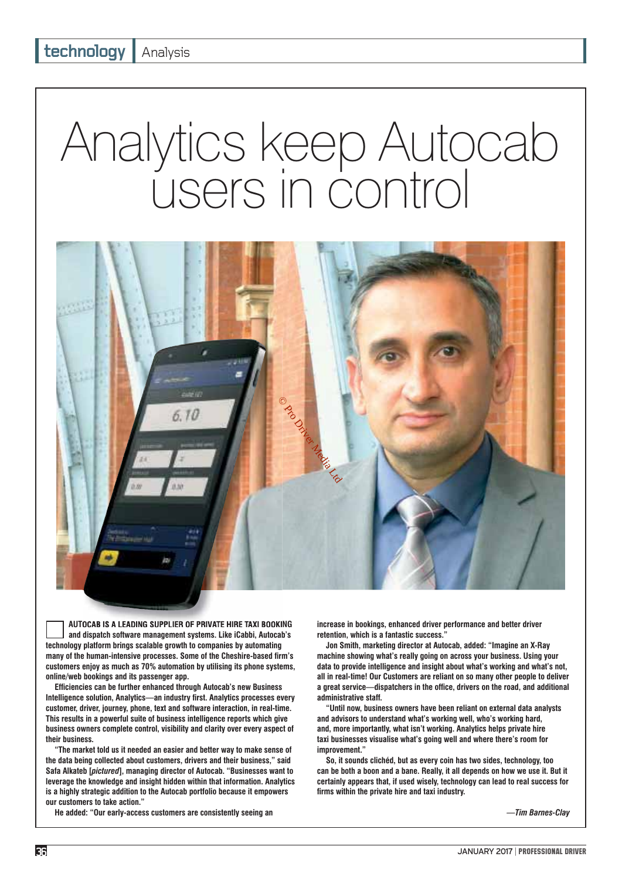# Analytics keep Autocab users in control

**AUTOCAB IS A LEADING SUPPLIER OF PRIVATE HIRE TAXI BOOKING** and dispatch software management systems. Like iCabbi, Autocab's technology platform brings scalable growth to companies by automating many of the human-intensive processes. Some of the Cheshire-based firm's customers enjoy as much as 70% automation by utilising its phone systems, online/web bookings and its passenger app.

Efficiencies can be further enhanced through Autocab's new Business Intelligence solution, Analytics—an industry first. Analytics processes every customer, driver, journey, phone, text and software interaction, in real-time. This results in a powerful suite of business intelligence reports which give business owners complete control, visibility and clarity over every aspect of their business.

"The market told us it needed an easier and better way to make sense of the data being collected about customers, drivers and their business," said Safa Alkateb [*pictured*], managing director of Autocab. "Businesses want to leverage the knowledge and insight hidden within that information. Analytics is a highly strategic addition to the Autocab portfolio because it empowers our customers to take action."

He added: "Our early-access customers are consistently seeing an increase in bookings, enhanced driver performance and better driver retention, which is a fantastic success."

Jon Smith, marketing director at Autocab, added: "Imagine an X-Ray machine showing what's really going on across your business. Using your data to provide intelligence and insight about what's working and what's not, all in real-time! Our Customers are reliant on so many other people to deliver a great service—dispatchers in the office, drivers on the road, and additional administrative staff.

"Until now, business owners have been reliant on external data analysts and advisors to understand what's working well, who's working hard, and, more importantly, what isn't working. Analytics helps private hire taxi businesses visualise what's going well and where there's room for improvement."

So, it sounds clichéd, but as every coin has two sides, technology, too can be both a boon and a bane. Really, it all depends on how we use it. But it certainly appears that, if used wisely, technology can lead to real success for firms within the private hire and taxi industry.

*—Tim Barnes-Clay*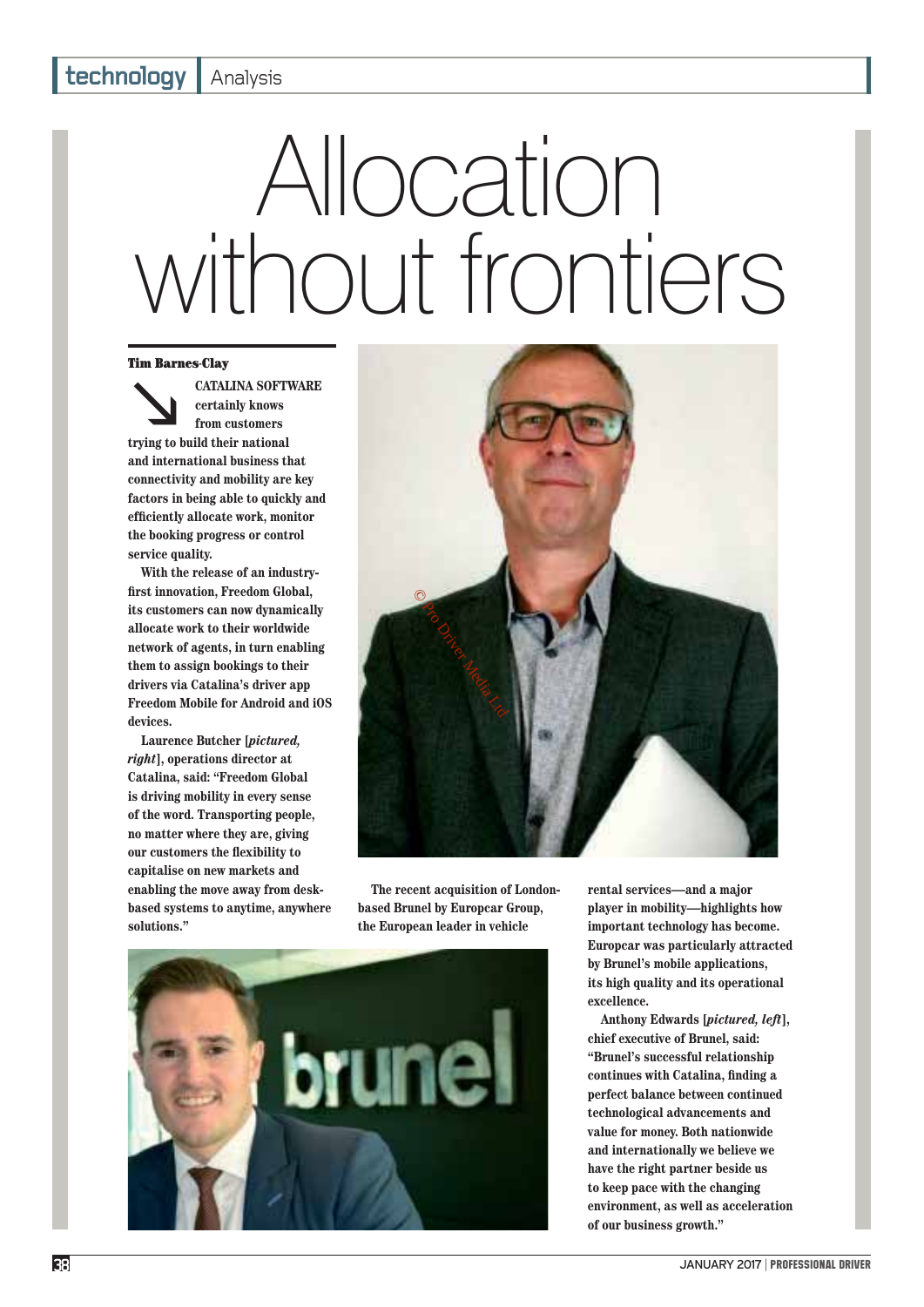# Allocation without frontiers

**Tim Barnes-Clay**

CATALINA SOFTWARE certainly knows from customers trying to build their national and international business that connectivity and mobility are key factors in being able to quickly and efficiently allocate work, monitor the booking progress or control service quality.

With the release of an industry-first innovation, Freedom Global, its customers can now dynamically allocate work to their worldwide network of agents, in turn enabling them to assign bookings to their drivers via Catalina's driver app Freedom Mobile for Android and iOS devices.

Laurence Butcher [*pictured, right*], operations director at Catalina, said: "Freedom Global is driving mobility in every sense of the word. Transporting people, no matter where they are, giving our customers the flexibility to capitalise on new markets and enabling the move away from desk-based systems to anytime, anywhere solutions."

The recent acquisition of London-based Brunel by Europcar Group, the European leader in vehicle rental services—and a major player in mobility—highlights how important technology has become. Europcar was particularly attracted by Brunel's mobile applications, its high quality and its operational excellence.

Anthony Edwards [*pictured, left*], chief executive of Brunel, said: "Brunel's successful relationship continues with Catalina, finding a perfect balance between continued technological advancements and value for money. Both nationwide and internationally we believe we have the right partner beside us to keep pace with the changing environment, as well as acceleration of our business growth."